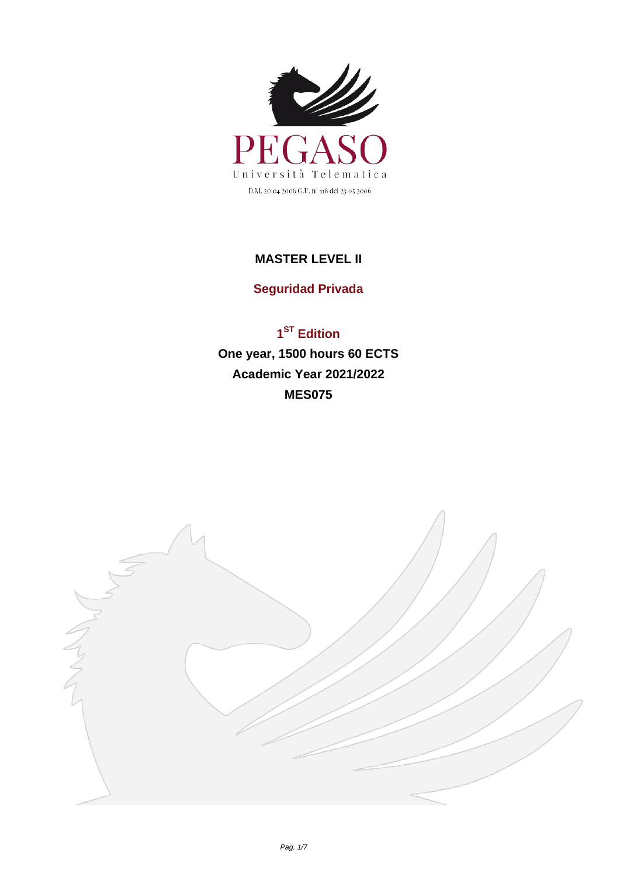PEGASO

Università Telematica

D.M. 20-04-2006 G.U. n° 118 del 23-05-2006

# MASTER LEVEL II

## Seguridad Privada

**1ST Edition**

**One year, 1500 hours 60 ECTS**

**Academic Year 2021/2022**

**MES075**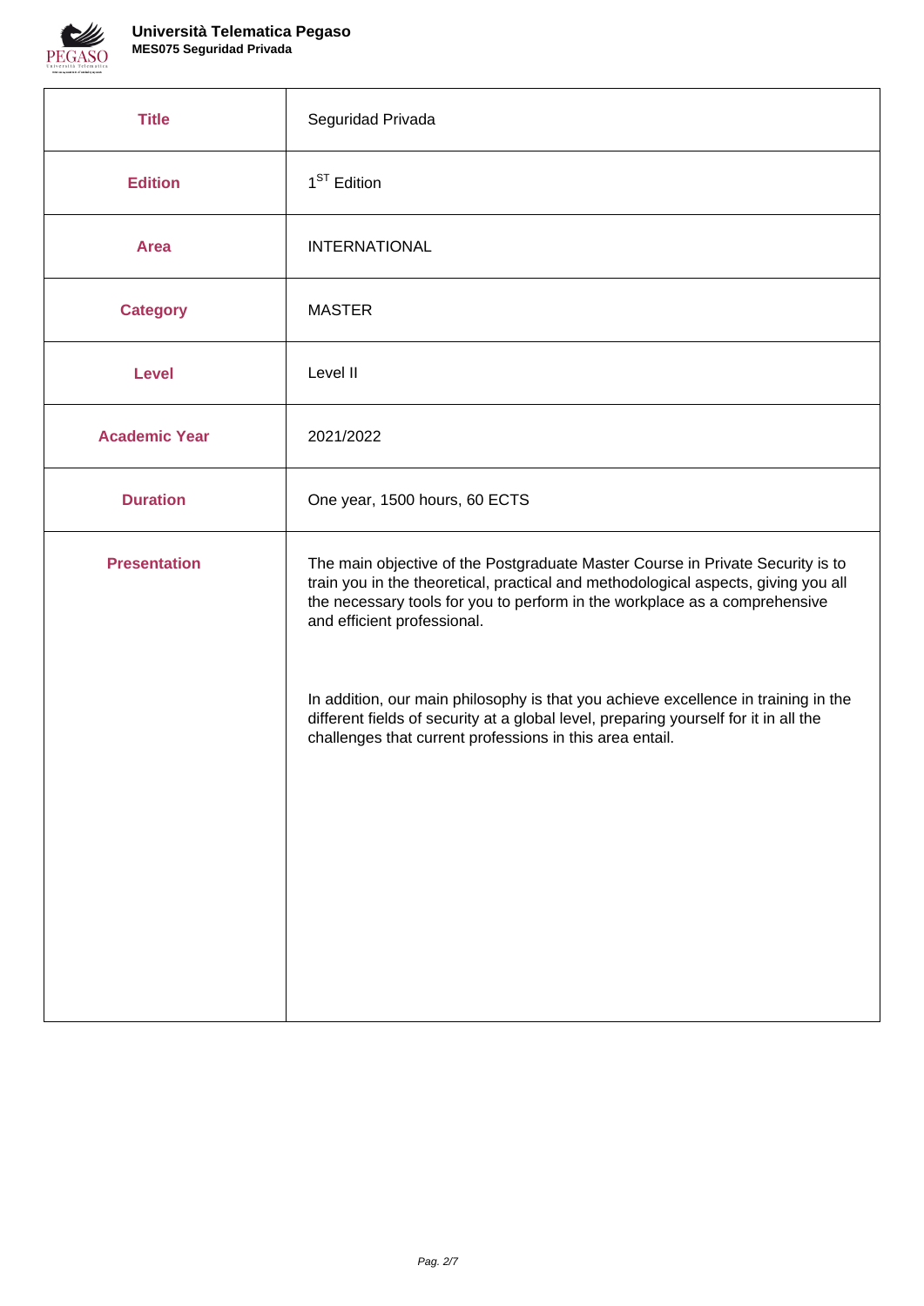| | |
|---|---|
| **Title** | Seguridad Privada |
| **Edition** | 1ST Edition |
| **Area** | INTERNATIONAL |
| **Category** | MASTER |
| **Level** | Level II |
| **Academic Year** | 2021/2022 |
| **Duration** | One year, 1500 hours, 60 ECTS |
| **Presentation** | The main objective of the Postgraduate Master Course in Private Security is to train you in the theoretical, practical and methodological aspects, giving you all the necessary tools for you to perform in the workplace as a comprehensive and efficient professional.<br><br>In addition, our main philosophy is that you achieve excellence in training in the different fields of security at a global level, preparing yourself for it in all the challenges that current professions in this area entail. |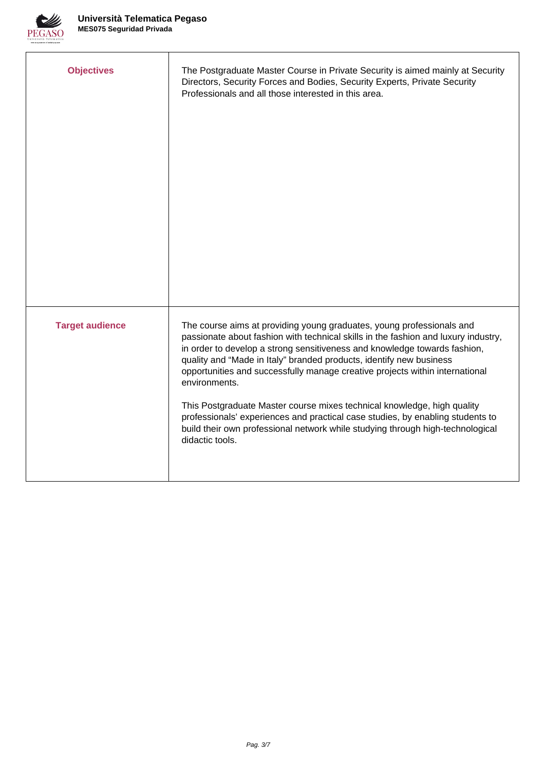| | |
|---|---|
| **Objectives** | The Postgraduate Master Course in Private Security is aimed mainly at Security Directors, Security Forces and Bodies, Security Experts, Private Security Professionals and all those interested in this area. |
| **Target audience** | The course aims at providing young graduates, young professionals and passionate about fashion with technical skills in the fashion and luxury industry, in order to develop a strong sensitiveness and knowledge towards fashion, quality and "Made in Italy" branded products, identify new business opportunities and successfully manage creative projects within international environments.<br><br>This Postgraduate Master course mixes technical knowledge, high quality professionals' experiences and practical case studies, by enabling students to build their own professional network while studying through high-technological didactic tools. |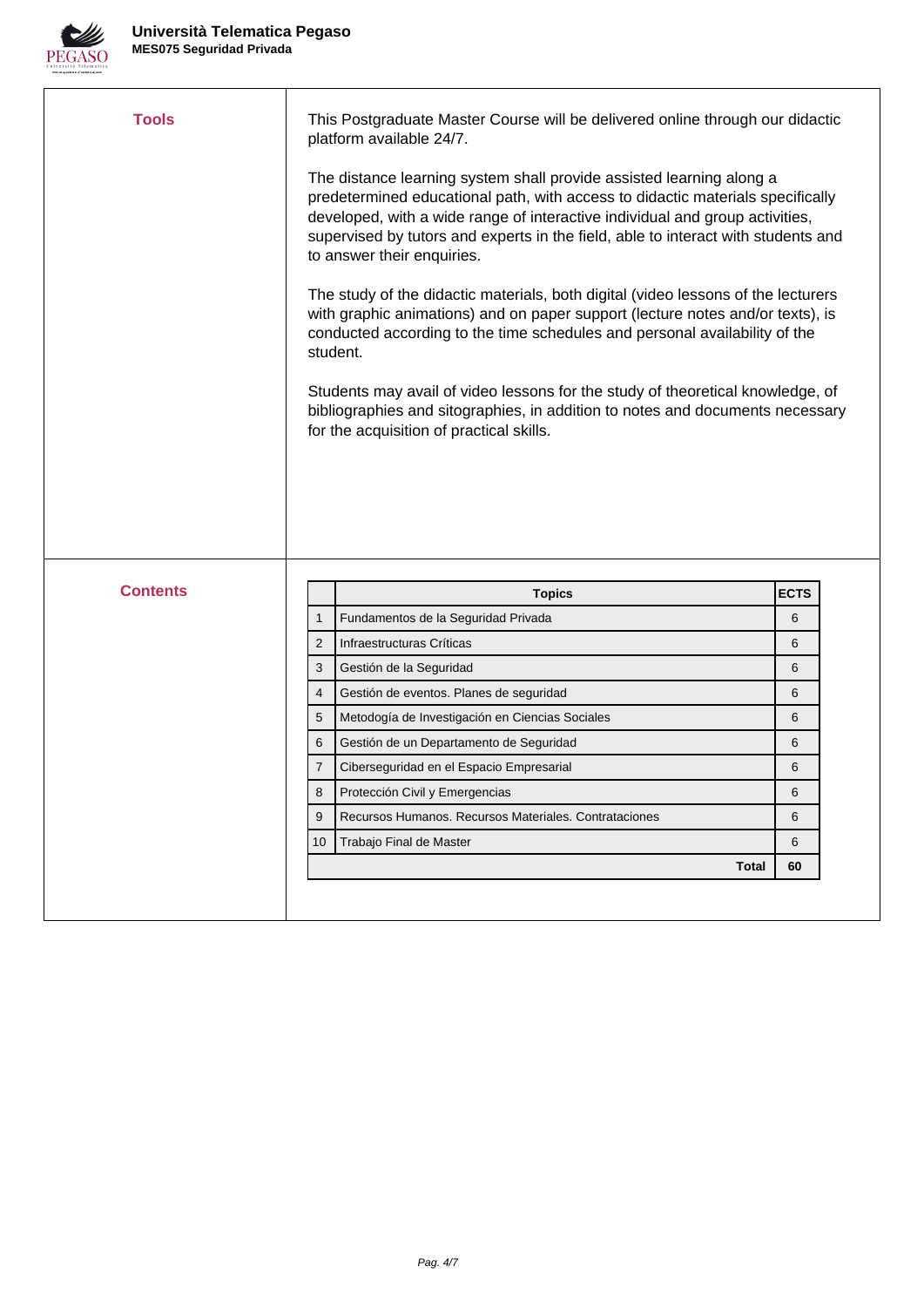## Tools

This Postgraduate Master Course will be delivered online through our didactic platform available 24/7.

The distance learning system shall provide assisted learning along a predetermined educational path, with access to didactic materials specifically developed, with a wide range of interactive individual and group activities, supervised by tutors and experts in the field, able to interact with students and to answer their enquiries.

The study of the didactic materials, both digital (video lessons of the lecturers with graphic animations) and on paper support (lecture notes and/or texts), is conducted according to the time schedules and personal availability of the student.

Students may avail of video lessons for the study of theoretical knowledge, of bibliographies and sitographies, in addition to notes and documents necessary for the acquisition of practical skills.

## Contents

| | Topics | ECTS |
|---|---|---|
| 1 | Fundamentos de la Seguridad Privada | 6 |
| 2 | Infraestructuras Críticas | 6 |
| 3 | Gestión de la Seguridad | 6 |
| 4 | Gestión de eventos. Planes de seguridad | 6 |
| 5 | Metodogía de Investigación en Ciencias Sociales | 6 |
| 6 | Gestión de un Departamento de Seguridad | 6 |
| 7 | Ciberseguridad en el Espacio Empresarial | 6 |
| 8 | Protección Civil y Emergencias | 6 |
| 9 | Recursos Humanos. Recursos Materiales. Contrataciones | 6 |
| 10 | Trabajo Final de Master | 6 |
| | **Total** | **60** |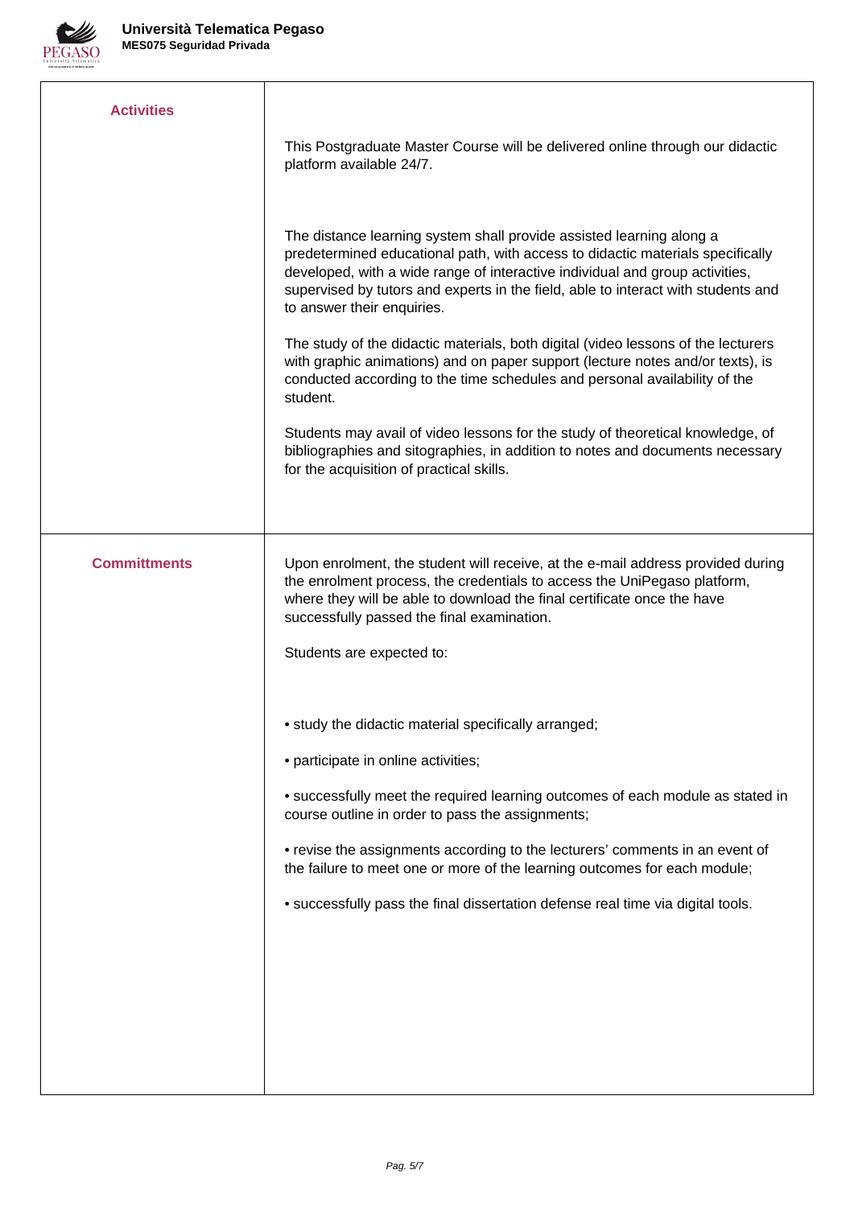| | |
|---|---|
| **Activities** | This Postgraduate Master Course will be delivered online through our didactic platform available 24/7.<br><br>The distance learning system shall provide assisted learning along a predetermined educational path, with access to didactic materials specifically developed, with a wide range of interactive individual and group activities, supervised by tutors and experts in the field, able to interact with students and to answer their enquiries.<br><br>The study of the didactic materials, both digital (video lessons of the lecturers with graphic animations) and on paper support (lecture notes and/or texts), is conducted according to the time schedules and personal availability of the student.<br><br>Students may avail of video lessons for the study of theoretical knowledge, of bibliographies and sitographies, in addition to notes and documents necessary for the acquisition of practical skills. |
| **Committments** | Upon enrolment, the student will receive, at the e-mail address provided during the enrolment process, the credentials to access the UniPegaso platform, where they will be able to download the final certificate once the have successfully passed the final examination.<br><br>Students are expected to:<br><br>• study the didactic material specifically arranged;<br><br>• participate in online activities;<br><br>• successfully meet the required learning outcomes of each module as stated in course outline in order to pass the assignments;<br><br>• revise the assignments according to the lecturers' comments in an event of the failure to meet one or more of the learning outcomes for each module;<br><br>• successfully pass the final dissertation defense real time via digital tools. |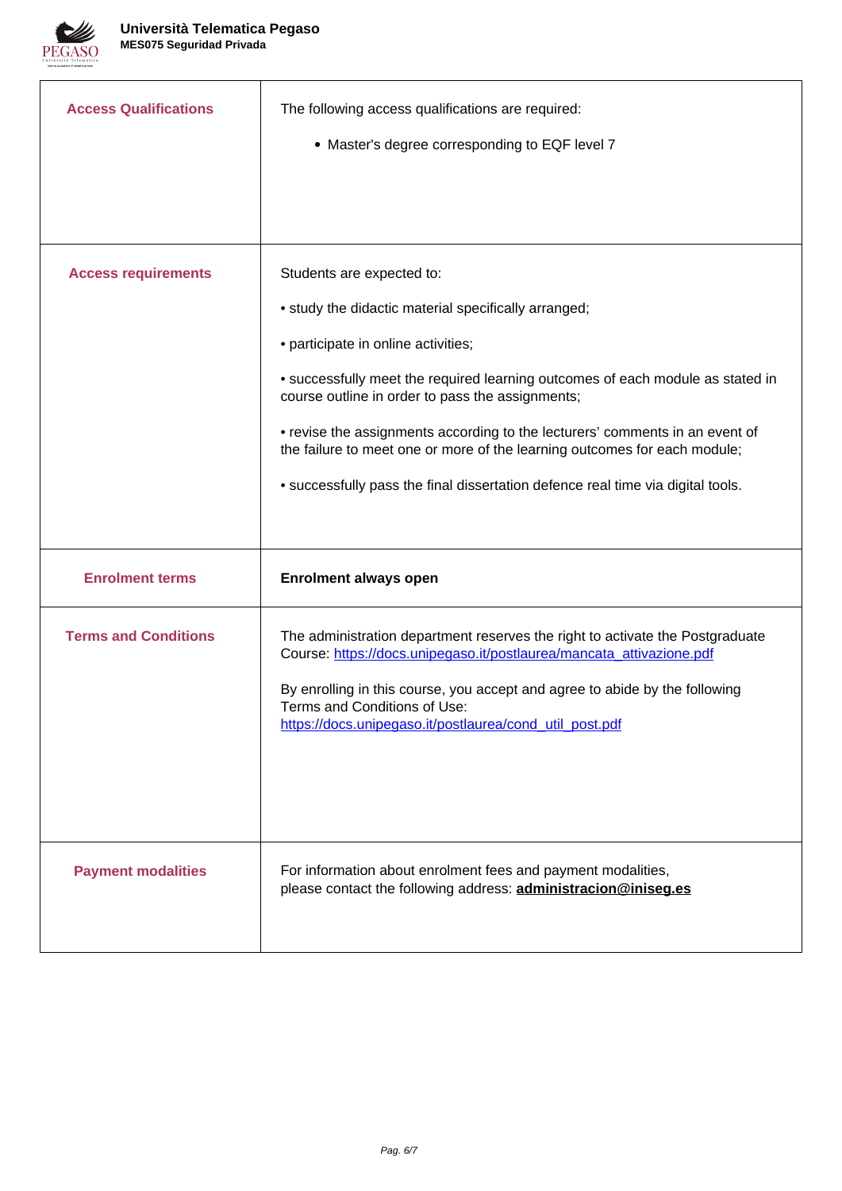| | |
|---|---|
| **Access Qualifications** | The following access qualifications are required:<br>• Master's degree corresponding to EQF level 7 |
| **Access requirements** | Students are expected to:<br>• study the didactic material specifically arranged;<br>• participate in online activities;<br>• successfully meet the required learning outcomes of each module as stated in course outline in order to pass the assignments;<br>• revise the assignments according to the lecturers' comments in an event of the failure to meet one or more of the learning outcomes for each module;<br>• successfully pass the final dissertation defence real time via digital tools. |
| **Enrolment terms** | **Enrolment always open** |
| **Terms and Conditions** | The administration department reserves the right to activate the Postgraduate Course: https://docs.unipegaso.it/postlaurea/mancata_attivazione.pdf<br>By enrolling in this course, you accept and agree to abide by the following Terms and Conditions of Use:<br>https://docs.unipegaso.it/postlaurea/cond_util_post.pdf |
| **Payment modalities** | For information about enrolment fees and payment modalities, please contact the following address: **administracion@iniseg.es** |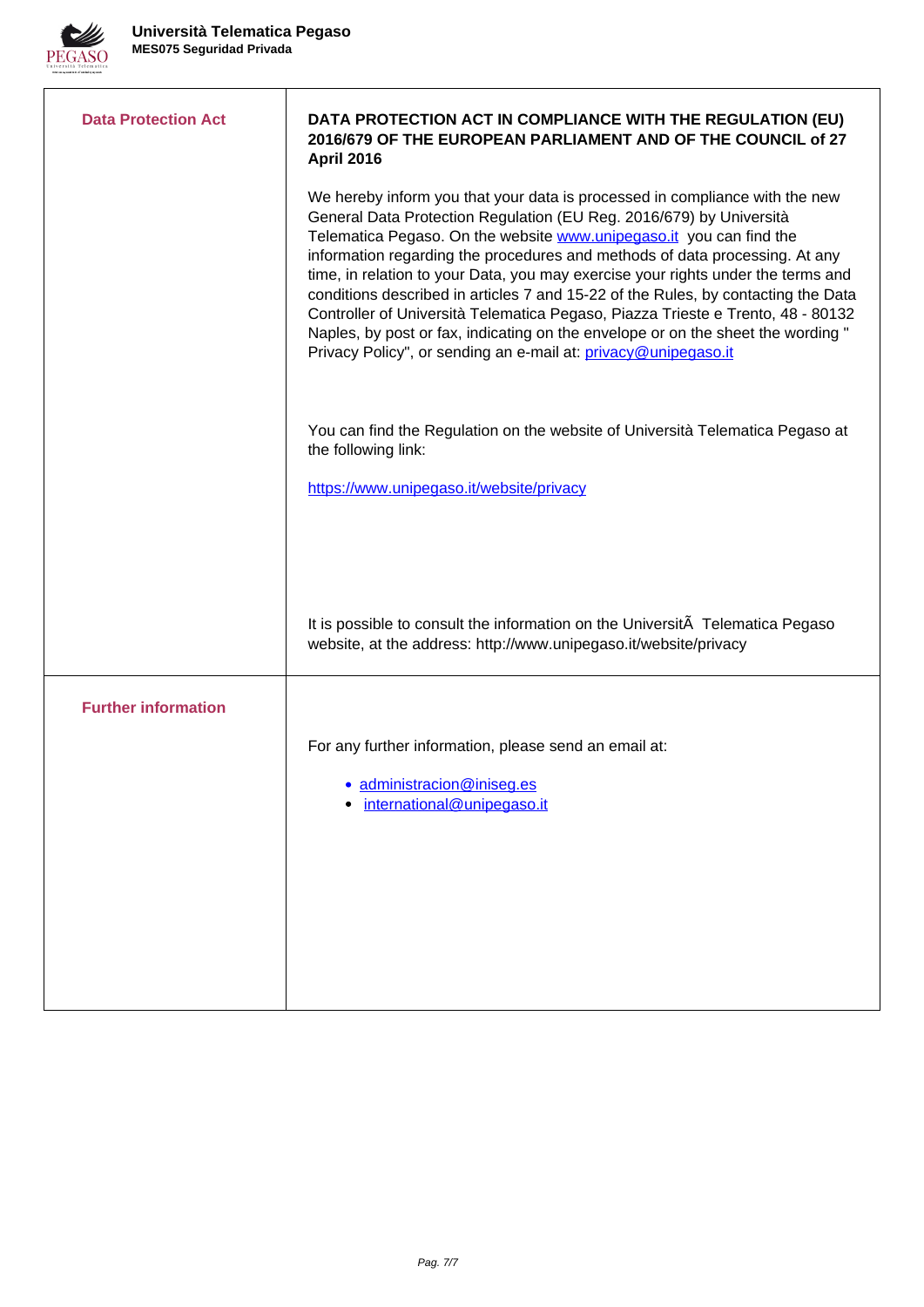| | |
|---|---|
| **Data Protection Act** | **DATA PROTECTION ACT IN COMPLIANCE WITH THE REGULATION (EU) 2016/679 OF THE EUROPEAN PARLIAMENT AND OF THE COUNCIL of 27 April 2016**<br><br>We hereby inform you that your data is processed in compliance with the new General Data Protection Regulation (EU Reg. 2016/679) by Università Telematica Pegaso. On the website www.unipegaso.it you can find the information regarding the procedures and methods of data processing. At any time, in relation to your Data, you may exercise your rights under the terms and conditions described in articles 7 and 15-22 of the Rules, by contacting the Data Controller of Università Telematica Pegaso, Piazza Trieste e Trento, 48 - 80132 Naples, by post or fax, indicating on the envelope or on the sheet the wording " Privacy Policy", or sending an e-mail at: privacy@unipegaso.it<br><br>You can find the Regulation on the website of Università Telematica Pegaso at the following link:<br><br>https://www.unipegaso.it/website/privacy<br><br>It is possible to consult the information on the UniversitÃ  Telematica Pegaso website, at the address: http://www.unipegaso.it/website/privacy |
| **Further information** | For any further information, please send an email at:<br><br>• administracion@iniseg.es<br>• international@unipegaso.it |